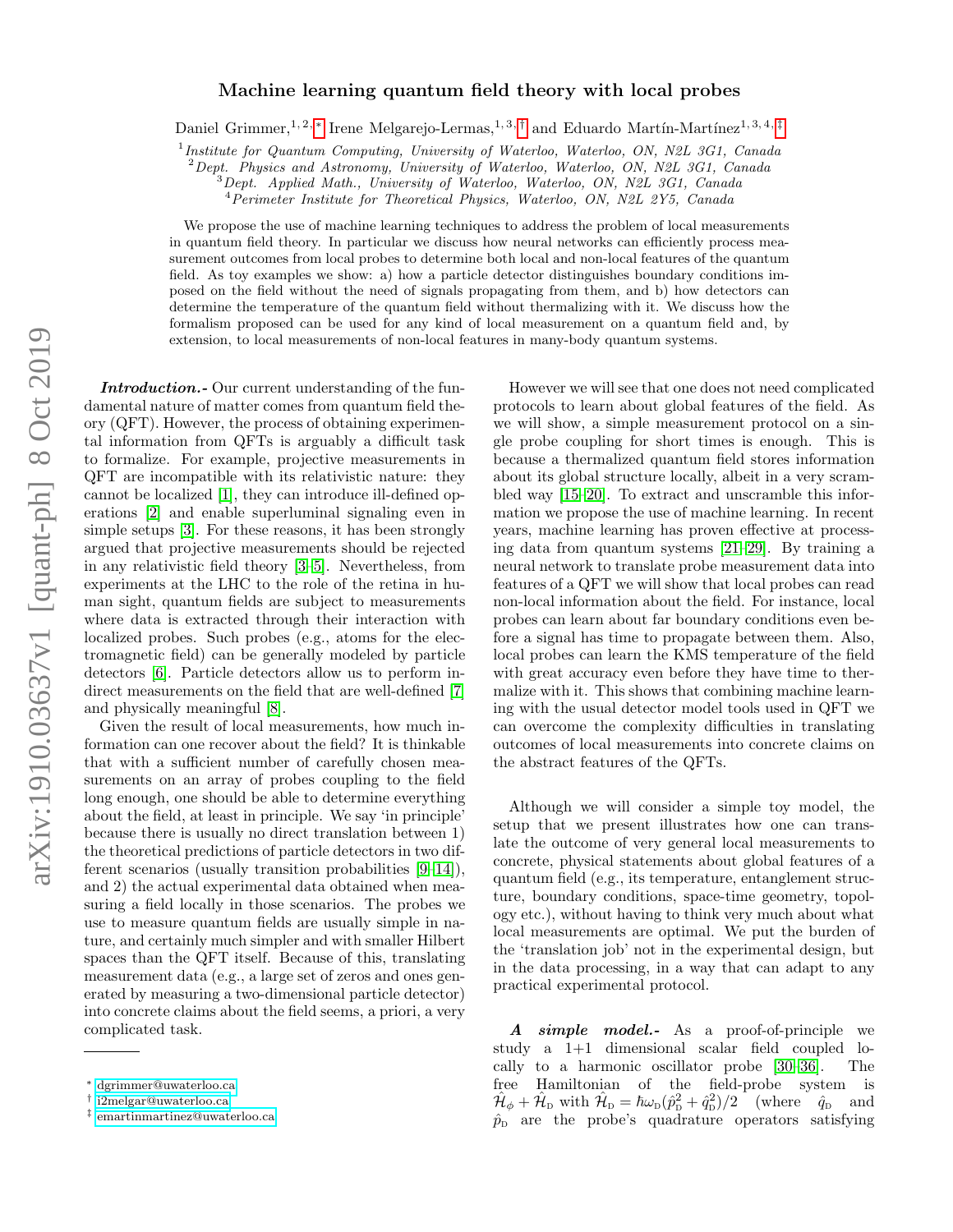# Machine learning quantum field theory with local probes

Daniel Grimmer,[1,2,*] Irene Melgarejo-Lermas,[1,3,†] and Eduardo Martín-Martínez[1,3,4,‡]

[1] *Institute for Quantum Computing, University of Waterloo, Waterloo, ON, N2L 3G1, Canada*
[2] *Dept. Physics and Astronomy, University of Waterloo, Waterloo, ON, N2L 3G1, Canada*
[3] *Dept. Applied Math., University of Waterloo, Waterloo, ON, N2L 3G1, Canada*
[4] *Perimeter Institute for Theoretical Physics, Waterloo, ON, N2L 2Y5, Canada*

We propose the use of machine learning techniques to address the problem of local measurements in quantum field theory. In particular we discuss how neural networks can efficiently process measurement outcomes from local probes to determine both local and non-local features of the quantum field. As toy examples we show: a) how a particle detector distinguishes boundary conditions imposed on the field without the need of signals propagating from them, and b) how detectors can determine the temperature of the quantum field without thermalizing with it. We discuss how the formalism proposed can be used for any kind of local measurement on a quantum field and, by extension, to local measurements of non-local features in many-body quantum systems.

***Introduction.-*** Our current understanding of the fundamental nature of matter comes from quantum field theory (QFT). However, the process of obtaining experimental information from QFTs is arguably a difficult task to formalize. For example, projective measurements in QFT are incompatible with its relativistic nature: they cannot be localized [1], they can introduce ill-defined operations [2] and enable superluminal signaling even in simple setups [3]. For these reasons, it has been strongly argued that projective measurements should be rejected in any relativistic field theory [3–5]. Nevertheless, from experiments at the LHC to the role of the retina in human sight, quantum fields are subject to measurements where data is extracted through their interaction with localized probes. Such probes (e.g., atoms for the electromagnetic field) can be generally modeled by particle detectors [6]. Particle detectors allow us to perform indirect measurements on the field that are well-defined [7] and physically meaningful [8].

Given the result of local measurements, how much information can one recover about the field? It is thinkable that with a sufficient number of carefully chosen measurements on an array of probes coupling to the field long enough, one should be able to determine everything about the field, at least in principle. We say 'in principle' because there is usually no direct translation between 1) the theoretical predictions of particle detectors in two different scenarios (usually transition probabilities [9–14]), and 2) the actual experimental data obtained when measuring a field locally in those scenarios. The probes we use to measure quantum fields are usually simple in nature, and certainly much simpler and with smaller Hilbert spaces than the QFT itself. Because of this, translating measurement data (e.g., a large set of zeros and ones generated by measuring a two-dimensional particle detector) into concrete claims about the field seems, a priori, a very complicated task.

However we will see that one does not need complicated protocols to learn about global features of the field. As we will show, a simple measurement protocol on a single probe coupling for short times is enough. This is because a thermalized quantum field stores information about its global structure locally, albeit in a very scrambled way [15–20]. To extract and unscramble this information we propose the use of machine learning. In recent years, machine learning has proven effective at processing data from quantum systems [21–29]. By training a neural network to translate probe measurement data into features of a QFT we will show that local probes can read non-local information about the field. For instance, local probes can learn about far boundary conditions even before a signal has time to propagate between them. Also, local probes can learn the KMS temperature of the field with great accuracy even before they have time to thermalize with it. This shows that combining machine learning with the usual detector model tools used in QFT we can overcome the complexity difficulties in translating outcomes of local measurements into concrete claims on the abstract features of the QFTs.

Although we will consider a simple toy model, the setup that we present illustrates how one can translate the outcome of very general local measurements to concrete, physical statements about global features of a quantum field (e.g., its temperature, entanglement structure, boundary conditions, space-time geometry, topology etc.), without having to think very much about what local measurements are optimal. We put the burden of the 'translation job' not in the experimental design, but in the data processing, in a way that can adapt to any practical experimental protocol.

***A simple model.-*** As a proof-of-principle we study a 1+1 dimensional scalar field coupled locally to a harmonic oscillator probe [30–36]. The free Hamiltonian of the field-probe system is $\hat{\mathcal{H}}_\phi + \hat{\mathcal{H}}_\text{D}$ with $\hat{\mathcal{H}}_\text{D} = \hbar\omega_\text{D}(\hat{p}_\text{D}^2 + \hat{q}_\text{D}^2)/2$ (where $\hat{q}_\text{D}$ and $\hat{p}_\text{D}$ are the probe's quadrature operators satisfying

---

* dgrimmer@uwaterloo.ca
† i2melgar@uwaterloo.ca
‡ emartinmartinez@uwaterloo.ca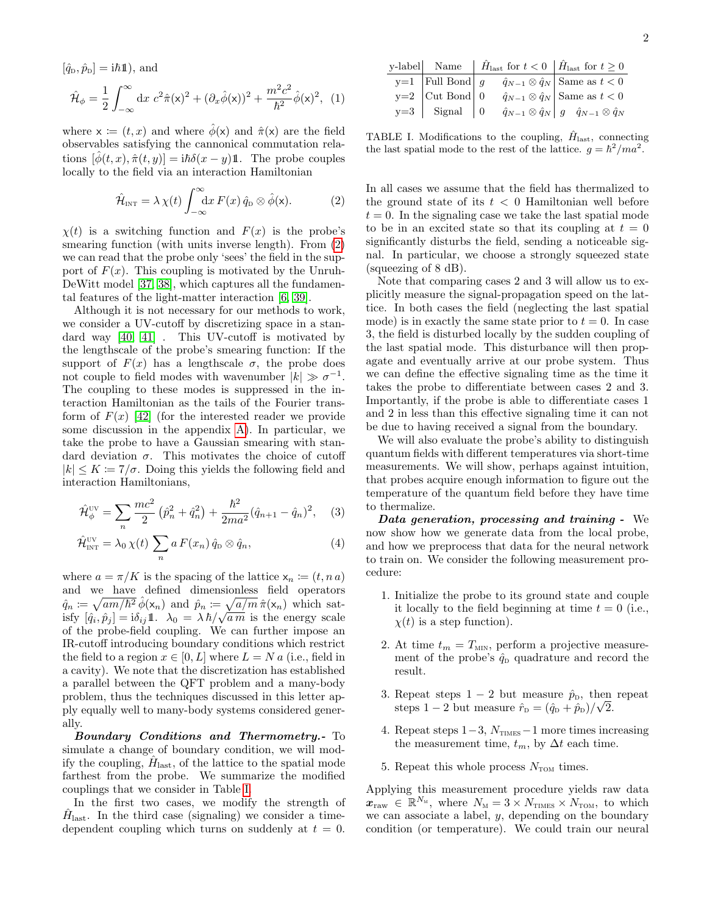$[\hat{q}_{\text{D}}, \hat{p}_{\text{D}}] = \mathrm{i}\hbar\mathbb{1}$), and

$$\hat{\mathcal{H}}_\phi = \frac{1}{2}\int_{-\infty}^{\infty} \mathrm{d}\mathsf{x}\; c^2\hat{\pi}(\mathsf{x})^2 + (\partial_x\hat{\phi}(\mathsf{x}))^2 + \frac{m^2c^2}{\hbar^2}\hat{\phi}(\mathsf{x})^2, \quad (1)$$

where $\mathsf{x} := (t, x)$ and where $\hat{\phi}(\mathsf{x})$ and $\hat{\pi}(\mathsf{x})$ are the field observables satisfying the cannonical commutation relations $[\hat{\phi}(t,x), \hat{\pi}(t,y)] = \mathrm{i}\hbar\delta(x-y)\mathbb{1}$. The probe couples locally to the field via an interaction Hamiltonian

$$\hat{\mathcal{H}}_{\text{INT}} = \lambda\,\chi(t)\int_{-\infty}^{\infty}\!\mathrm{d}x\, F(x)\,\hat{q}_{\text{D}}\otimes\hat{\phi}(\mathsf{x}). \quad (2)$$

$\chi(t)$ is a switching function and $F(x)$ is the probe's smearing function (with units inverse length). From (2) we can read that the probe only 'sees' the field in the support of $F(x)$. This coupling is motivated by the Unruh-DeWitt model [37, 38], which captures all the fundamental features of the light-matter interaction [6, 39].

Although it is not necessary for our methods to work, we consider a UV-cutoff by discretizing space in a standard way [40, 41] . This UV-cutoff is motivated by the lengthscale of the probe's smearing function: If the support of $F(x)$ has a lengthscale $\sigma$, the probe does not couple to field modes with wavenumber $|k| \gg \sigma^{-1}$. The coupling to these modes is suppressed in the interaction Hamiltonian as the tails of the Fourier transform of $F(x)$ [42] (for the interested reader we provide some discussion in the appendix A). In particular, we take the probe to have a Gaussian smearing with standard deviation $\sigma$. This motivates the choice of cutoff $|k| \leq K := 7/\sigma$. Doing this yields the following field and interaction Hamiltonians,

$$\hat{\mathcal{H}}_\phi^{\text{UV}} = \sum_n \frac{mc^2}{2}\left(\hat{p}_n^2 + \hat{q}_n^2\right) + \frac{\hbar^2}{2ma^2}(\hat{q}_{n+1} - \hat{q}_n)^2, \quad (3)$$

$$\hat{\mathcal{H}}_{\text{INT}}^{\text{UV}} = \lambda_0\,\chi(t)\sum_n a\,F(x_n)\,\hat{q}_{\text{D}}\otimes\hat{q}_n, \quad (4)$$

where $a = \pi/K$ is the spacing of the lattice $\mathsf{x}_n := (t, n\,a)$ and we have defined dimensionless field operators $\hat{q}_n := \sqrt{am/\hbar^2}\,\hat{\phi}(\mathsf{x}_n)$ and $\hat{p}_n := \sqrt{a/m}\,\hat{\pi}(\mathsf{x}_n)$ which satisfy $[\hat{q}_i, \hat{p}_j] = \mathrm{i}\delta_{ij}\mathbb{1}$. $\lambda_0 = \lambda\,\hbar/\sqrt{a\,m}$ is the energy scale of the probe-field coupling. We can further impose an IR-cutoff introducing boundary conditions which restrict the field to a region $x \in [0, L]$ where $L = N\,a$ (i.e., field in a cavity). We note that the discretization has established a parallel between the QFT problem and a many-body problem, thus the techniques discussed in this letter apply equally well to many-body systems considered generally.

***Boundary Conditions and Thermometry.-*** To simulate a change of boundary condition, we will modify the coupling, $\hat{H}_{\text{last}}$, of the lattice to the spatial mode farthest from the probe. We summarize the modified couplings that we consider in Table I.

In the first two cases, we modify the strength of $\hat{H}_{\text{last}}$. In the third case (signaling) we consider a time-dependent coupling which turns on suddenly at $t = 0$.

| y-label | Name | $\hat{H}_{\text{last}}$ for $t < 0$ | $\hat{H}_{\text{last}}$ for $t \geq 0$ |
|---|---|---|---|
| y=1 | Full Bond | $g \quad \hat{q}_{N-1}\otimes\hat{q}_N$ | Same as $t < 0$ |
| y=2 | Cut Bond | $0 \quad \hat{q}_{N-1}\otimes\hat{q}_N$ | Same as $t < 0$ |
| y=3 | Signal | $0 \quad \hat{q}_{N-1}\otimes\hat{q}_N$ | $g \quad \hat{q}_{N-1}\otimes\hat{q}_N$ |

TABLE I. Modifications to the coupling, $\hat{H}_{\text{last}}$, connecting the last spatial mode to the rest of the lattice. $g = \hbar^2/ma^2$.

In all cases we assume that the field has thermalized to the ground state of its $t < 0$ Hamiltonian well before $t = 0$. In the signaling case we take the last spatial mode to be in an excited state so that its coupling at $t = 0$ significantly disturbs the field, sending a noticeable signal. In particular, we choose a strongly squeezed state (squeezing of 8 dB).

Note that comparing cases 2 and 3 will allow us to explicitly measure the signal-propagation speed on the lattice. In both cases the field (neglecting the last spatial mode) is in exactly the same state prior to $t = 0$. In case 3, the field is disturbed locally by the sudden coupling of the last spatial mode. This disturbance will then propagate and eventually arrive at our probe system. Thus we can define the effective signaling time as the time it takes the probe to differentiate between cases 2 and 3. Importantly, if the probe is able to differentiate cases 1 and 2 in less than this effective signaling time it can not be due to having received a signal from the boundary.

We will also evaluate the probe's ability to distinguish quantum fields with different temperatures via short-time measurements. We will show, perhaps against intuition, that probes acquire enough information to figure out the temperature of the quantum field before they have time to thermalize.

***Data generation, processing and training -*** We now show how we generate data from the local probe, and how we preprocess that data for the neural network to train on. We consider the following measurement procedure:

1. Initialize the probe to its ground state and couple it locally to the field beginning at time $t = 0$ (i.e., $\chi(t)$ is a step function).

2. At time $t_m = T_{\text{MIN}}$, perform a projective measurement of the probe's $\hat{q}_{\text{D}}$ quadrature and record the result.

3. Repeat steps $1-2$ but measure $\hat{p}_{\text{D}}$, then repeat steps $1-2$ but measure $\hat{r}_{\text{D}} = (\hat{q}_{\text{D}} + \hat{p}_{\text{D}})/\sqrt{2}$.

4. Repeat steps $1-3$, $N_{\text{TIMES}}-1$ more times increasing the measurement time, $t_m$, by $\Delta t$ each time.

5. Repeat this whole process $N_{\text{TOM}}$ times.

Applying this measurement procedure yields raw data $\boldsymbol{x}_{\text{raw}} \in \mathbb{R}^{N_{\text{M}}}$, where $N_{\text{M}} = 3\times N_{\text{TIMES}}\times N_{\text{TOM}}$, to which we can associate a label, $y$, depending on the boundary condition (or temperature). We could train our neural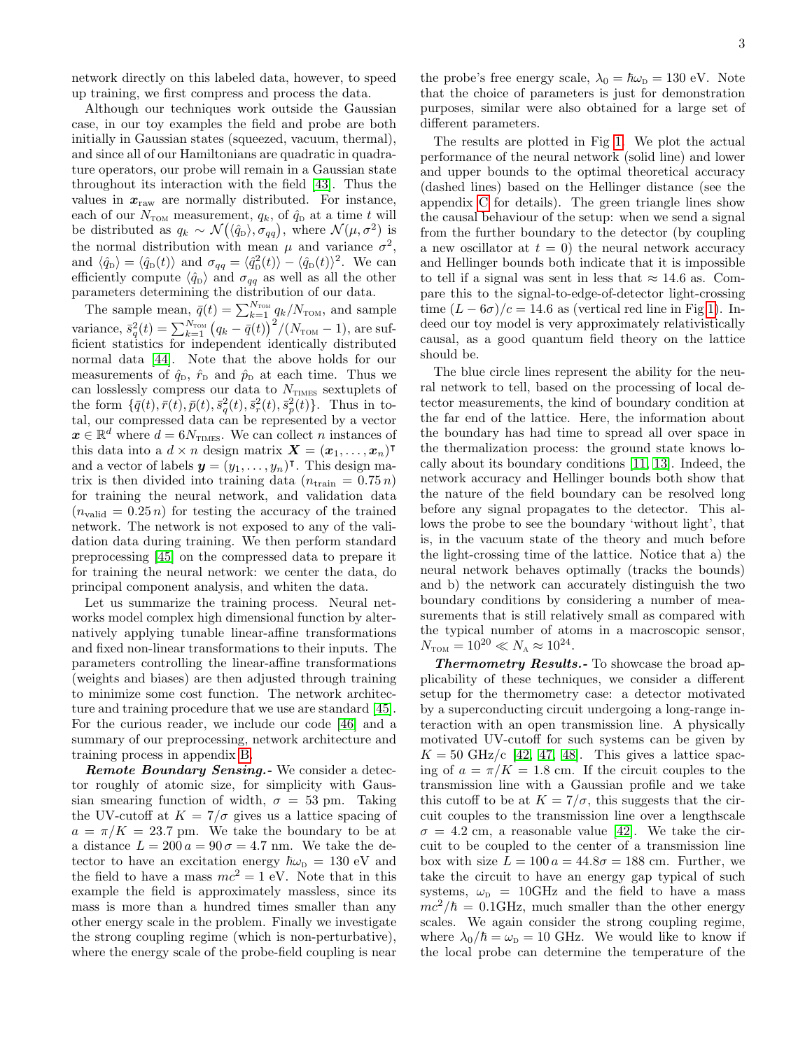network directly on this labeled data, however, to speed up training, we first compress and process the data.

Although our techniques work outside the Gaussian case, in our toy examples the field and probe are both initially in Gaussian states (squeezed, vacuum, thermal), and since all of our Hamiltonians are quadratic in quadrature operators, our probe will remain in a Gaussian state throughout its interaction with the field [43]. Thus the values in $\boldsymbol{x}_{\text{raw}}$ are normally distributed. For instance, each of our $N_{\text{TOM}}$ measurement, $q_k$, of $\hat{q}_{\text{D}}$ at a time $t$ will be distributed as $q_k \sim \mathcal{N}\big(\langle \hat{q}_{\text{D}}\rangle, \sigma_{qq}\big)$, where $\mathcal{N}(\mu, \sigma^2)$ is the normal distribution with mean $\mu$ and variance $\sigma^2$, and $\langle \hat{q}_{\text{D}}\rangle = \langle \hat{q}_{\text{D}}(t)\rangle$ and $\sigma_{qq} = \langle \hat{q}^2_{\text{D}}(t)\rangle - \langle \hat{q}_{\text{D}}(t)\rangle^2$. We can efficiently compute $\langle \hat{q}_{\text{D}}\rangle$ and $\sigma_{qq}$ as well as all the other parameters determining the distribution of our data.

The sample mean, $\bar{q}(t) = \sum_{k=1}^{N_{\text{TOM}}} q_k / N_{\text{TOM}}$, and sample variance, $\bar{s}^2_q(t) = \sum_{k=1}^{N_{\text{TOM}}} \big(q_k - \bar{q}(t)\big)^2 / (N_{\text{TOM}} - 1)$, are sufficient statistics for independent identically distributed normal data [44]. Note that the above holds for our measurements of $\hat{q}_{\text{D}}$, $\hat{r}_{\text{D}}$ and $\hat{p}_{\text{D}}$ at each time. Thus we can losslessly compress our data to $N_{\text{TIMES}}$ sextuplets of the form $\{\bar{q}(t), \bar{r}(t), \bar{p}(t), \bar{s}^2_q(t), \bar{s}^2_r(t), \bar{s}^2_p(t)\}$. Thus in total, our compressed data can be represented by a vector $\boldsymbol{x} \in \mathbb{R}^d$ where $d = 6N_{\text{TIMES}}$. We can collect $n$ instances of this data into a $d \times n$ design matrix $\boldsymbol{X} = (\boldsymbol{x}_1, \ldots, \boldsymbol{x}_n)^\intercal$ and a vector of labels $\boldsymbol{y} = (y_1, \ldots, y_n)^\intercal$. This design matrix is then divided into training data ($n_{\text{train}} = 0.75\, n$) for training the neural network, and validation data ($n_{\text{valid}} = 0.25\, n$) for testing the accuracy of the trained network. The network is not exposed to any of the validation data during training. We then perform standard preprocessing [45] on the compressed data to prepare it for training the neural network: we center the data, do principal component analysis, and whiten the data.

Let us summarize the training process. Neural networks model complex high dimensional function by alternatively applying tunable linear-affine transformations and fixed non-linear transformations to their inputs. The parameters controlling the linear-affine transformations (weights and biases) are then adjusted through training to minimize some cost function. The network architecture and training procedure that we use are standard [45]. For the curious reader, we include our code [46] and a summary of our preprocessing, network architecture and training process in appendix B.

***Remote Boundary Sensing.-*** We consider a detector roughly of atomic size, for simplicity with Gaussian smearing function of width, $\sigma = 53$ pm. Taking the UV-cutoff at $K = 7/\sigma$ gives us a lattice spacing of $a = \pi/K = 23.7$ pm. We take the boundary to be at a distance $L = 200\, a = 90\, \sigma = 4.7$ nm. We take the detector to have an excitation energy $\hbar\omega_{\text{D}} = 130$ eV and the field to have a mass $mc^2 = 1$ eV. Note that in this example the field is approximately massless, since its mass is more than a hundred times smaller than any other energy scale in the problem. Finally we investigate the strong coupling regime (which is non-perturbative), where the energy scale of the probe-field coupling is near the probe's free energy scale, $\lambda_0 = \hbar\omega_{\text{D}} = 130$ eV. Note that the choice of parameters is just for demonstration purposes, similar were also obtained for a large set of different parameters.

The results are plotted in Fig 1. We plot the actual performance of the neural network (solid line) and lower and upper bounds to the optimal theoretical accuracy (dashed lines) based on the Hellinger distance (see the appendix C for details). The green triangle lines show the causal behaviour of the setup: when we send a signal from the further boundary to the detector (by coupling a new oscillator at $t = 0$) the neural network accuracy and Hellinger bounds both indicate that it is impossible to tell if a signal was sent in less that $\approx 14.6$ as. Compare this to the signal-to-edge-of-detector light-crossing time $(L - 6\sigma)/c = 14.6$ as (vertical red line in Fig 1). Indeed our toy model is very approximately relativistically causal, as a good quantum field theory on the lattice should be.

The blue circle lines represent the ability for the neural network to tell, based on the processing of local detector measurements, the kind of boundary condition at the far end of the lattice. Here, the information about the boundary has had time to spread all over space in the thermalization process: the ground state knows locally about its boundary conditions [11, 13]. Indeed, the network accuracy and Hellinger bounds both show that the nature of the field boundary can be resolved long before any signal propagates to the detector. This allows the probe to see the boundary 'without light', that is, in the vacuum state of the theory and much before the light-crossing time of the lattice. Notice that a) the neural network behaves optimally (tracks the bounds) and b) the network can accurately distinguish the two boundary conditions by considering a number of measurements that is still relatively small as compared with the typical number of atoms in a macroscopic sensor, $N_{\text{TOM}} = 10^{20} \ll N_{\text{A}} \approx 10^{24}$.

***Thermometry Results.-*** To showcase the broad applicability of these techniques, we consider a different setup for the thermometry case: a detector motivated by a superconducting circuit undergoing a long-range interaction with an open transmission line. A physically motivated UV-cutoff for such systems can be given by $K = 50$ GHz/c [42, 47, 48]. This gives a lattice spacing of $a = \pi/K = 1.8$ cm. If the circuit couples to the transmission line with a Gaussian profile and we take this cutoff to be at $K = 7/\sigma$, this suggests that the circuit couples to the transmission line over a lengthscale $\sigma = 4.2$ cm, a reasonable value [42]. We take the circuit to be coupled to the center of a transmission line box with size $L = 100\, a = 44.8\sigma = 188$ cm. Further, we take the circuit to have an energy gap typical of such systems, $\omega_{\text{D}} = 10$GHz and the field to have a mass $mc^2/\hbar = 0.1$GHz, much smaller than the other energy scales. We again consider the strong coupling regime, where $\lambda_0/\hbar = \omega_{\text{D}} = 10$ GHz. We would like to know if the local probe can determine the temperature of the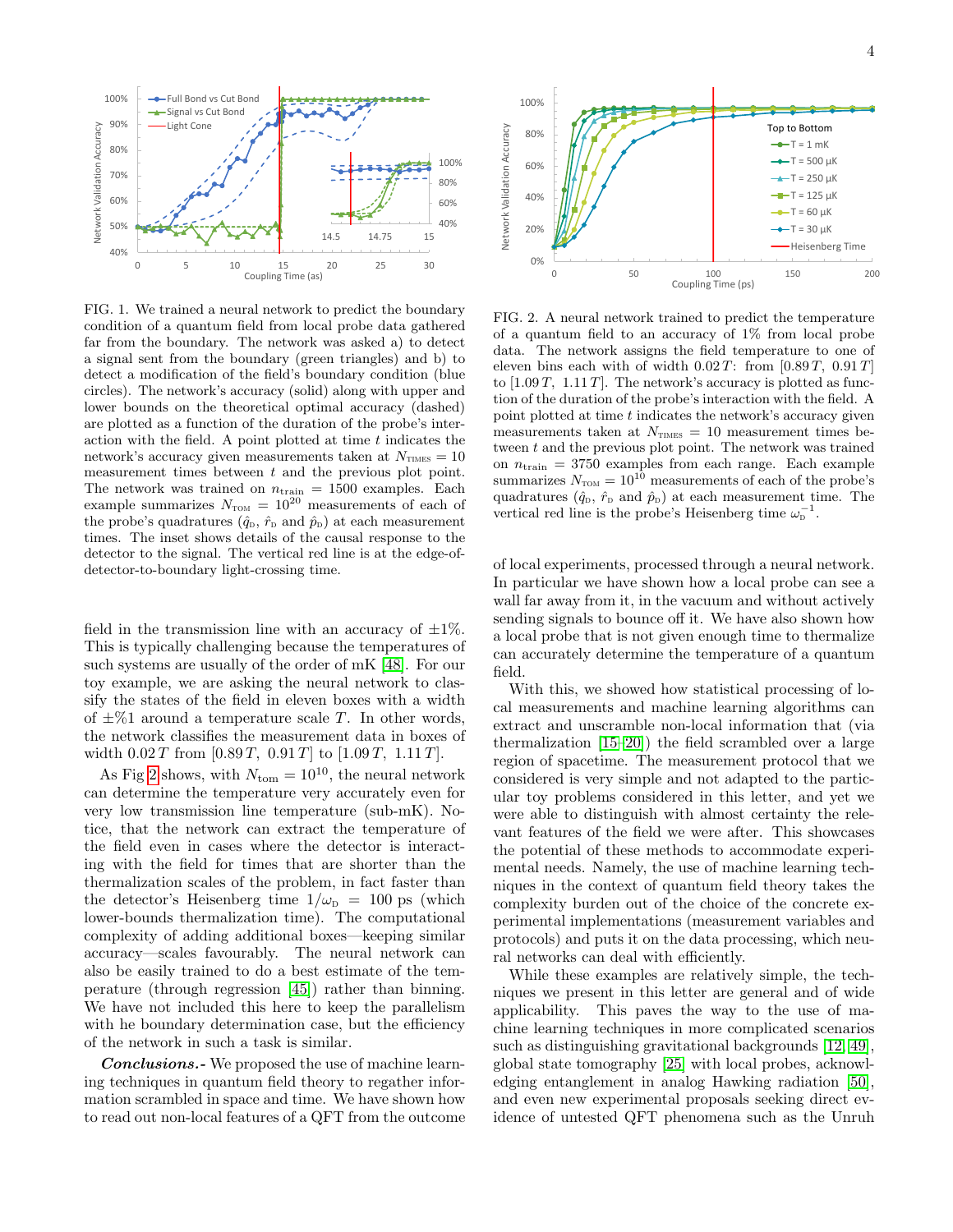FIG. 1. We trained a neural network to predict the boundary condition of a quantum field from local probe data gathered far from the boundary. The network was asked a) to detect a signal sent from the boundary (green triangles) and b) to detect a modification of the field's boundary condition (blue circles). The network's accuracy (solid) along with upper and lower bounds on the theoretical optimal accuracy (dashed) are plotted as a function of the duration of the probe's interaction with the field. A point plotted at time $t$ indicates the network's accuracy given measurements taken at $N_{\text{TIMES}} = 10$ measurement times between $t$ and the previous plot point. The network was trained on $n_{\text{train}} = 1500$ examples. Each example summarizes $N_{\text{TOM}} = 10^{20}$ measurements of each of the probe's quadratures ($\hat{q}_{\text{D}}$, $\hat{r}_{\text{D}}$ and $\hat{p}_{\text{D}}$) at each measurement times. The inset shows details of the causal response to the detector to the signal. The vertical red line is at the edge-of-detector-to-boundary light-crossing time.

FIG. 2. A neural network trained to predict the temperature of a quantum field to an accuracy of 1% from local probe data. The network assigns the field temperature to one of eleven bins each with of width $0.02\,T$: from $[0.89\,T,\ 0.91\,T]$ to $[1.09\,T,\ 1.11\,T]$. The network's accuracy is plotted as function of the duration of the probe's interaction with the field. A point plotted at time $t$ indicates the network's accuracy given measurements taken at $N_{\text{TIMES}} = 10$ measurement times between $t$ and the previous plot point. The network was trained on $n_{\text{train}} = 3750$ examples from each range. Each example summarizes $N_{\text{TOM}} = 10^{10}$ measurements of each of the probe's quadratures ($\hat{q}_{\text{D}}$, $\hat{r}_{\text{D}}$ and $\hat{p}_{\text{D}}$) at each measurement time. The vertical red line is the probe's Heisenberg time $\omega_{\text{D}}^{-1}$.

field in the transmission line with an accuracy of $\pm1\%$. This is typically challenging because the temperatures of such systems are usually of the order of mK [48]. For our toy example, we are asking the neural network to classify the states of the field in eleven boxes with a width of $\pm\%1$ around a temperature scale $T$. In other words, the network classifies the measurement data in boxes of width $0.02\,T$ from $[0.89\,T,\ 0.91\,T]$ to $[1.09\,T,\ 1.11\,T]$.

As Fig 2 shows, with $N_{\text{tom}} = 10^{10}$, the neural network can determine the temperature very accurately even for very low transmission line temperature (sub-mK). Notice, that the network can extract the temperature of the field even in cases where the detector is interacting with the field for times that are shorter than the thermalization scales of the problem, in fact faster than the detector's Heisenberg time $1/\omega_{\text{D}} = 100$ ps (which lower-bounds thermalization time). The computational complexity of adding additional boxes—keeping similar accuracy—scales favourably. The neural network can also be easily trained to do a best estimate of the temperature (through regression [45]) rather than binning. We have not included this here to keep the parallelism with he boundary determination case, but the efficiency of the network in such a task is similar.

***Conclusions.-*** We proposed the use of machine learning techniques in quantum field theory to regather information scrambled in space and time. We have shown how to read out non-local features of a QFT from the outcome of local experiments, processed through a neural network. In particular we have shown how a local probe can see a wall far away from it, in the vacuum and without actively sending signals to bounce off it. We have also shown how a local probe that is not given enough time to thermalize can accurately determine the temperature of a quantum field.

With this, we showed how statistical processing of local measurements and machine learning algorithms can extract and unscramble non-local information that (via thermalization [15–20]) the field scrambled over a large region of spacetime. The measurement protocol that we considered is very simple and not adapted to the particular toy problems considered in this letter, and yet we were able to distinguish with almost certainty the relevant features of the field we were after. This showcases the potential of these methods to accommodate experimental needs. Namely, the use of machine learning techniques in the context of quantum field theory takes the complexity burden out of the choice of the concrete experimental implementations (measurement variables and protocols) and puts it on the data processing, which neural networks can deal with efficiently.

While these examples are relatively simple, the techniques we present in this letter are general and of wide applicability. This paves the way to the use of machine learning techniques in more complicated scenarios such as distinguishing gravitational backgrounds [12, 49], global state tomography [25] with local probes, acknowledging entanglement in analog Hawking radiation [50], and even new experimental proposals seeking direct evidence of untested QFT phenomena such as the Unruh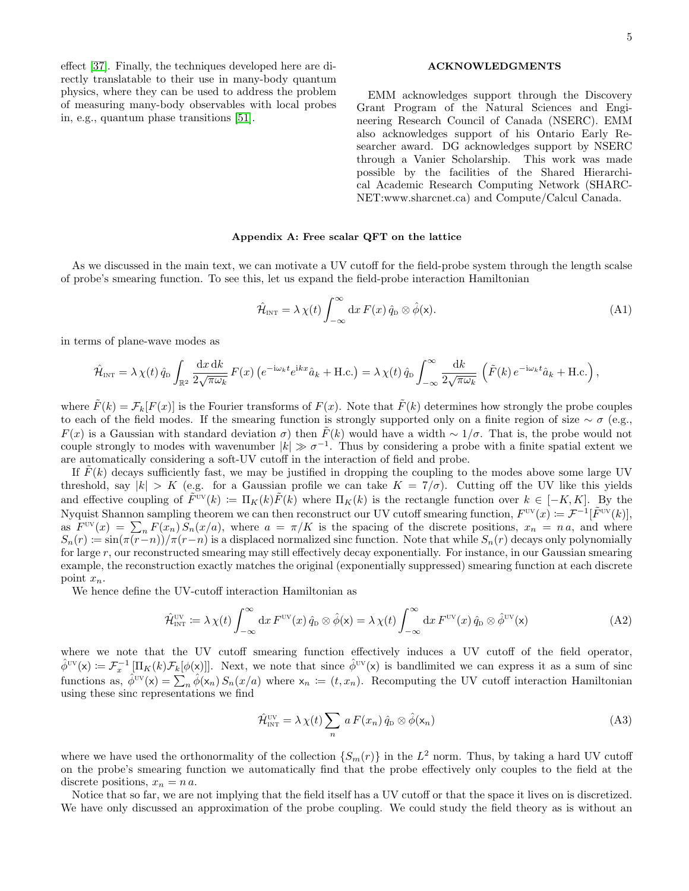effect [37]. Finally, the techniques developed here are directly translatable to their use in many-body quantum physics, where they can be used to address the problem of measuring many-body observables with local probes in, e.g., quantum phase transitions [51].

## ACKNOWLEDGMENTS

EMM acknowledges support through the Discovery Grant Program of the Natural Sciences and Engineering Research Council of Canada (NSERC). EMM also acknowledges support of his Ontario Early Researcher award. DG acknowledges support by NSERC through a Vanier Scholarship. This work was made possible by the facilities of the Shared Hierarchical Academic Research Computing Network (SHARCNET:www.sharcnet.ca) and Compute/Calcul Canada.

## Appendix A: Free scalar QFT on the lattice

As we discussed in the main text, we can motivate a UV cutoff for the field-probe system through the length scalse of probe's smearing function. To see this, let us expand the field-probe interaction Hamiltonian

$$\hat{\mathcal{H}}_{\text{INT}} = \lambda\,\chi(t)\int_{-\infty}^{\infty}\mathrm{d}x\,F(x)\,\hat{q}_{\text{D}}\otimes\hat{\phi}(\mathsf{x}). \tag{A1}$$

in terms of plane-wave modes as

$$\hat{\mathcal{H}}_{\text{INT}} = \lambda\,\chi(t)\,\hat{q}_{\text{D}}\int_{\mathbb{R}^2}\frac{\mathrm{d}x\,\mathrm{d}k}{2\sqrt{\pi\omega_k}}\,F(x)\left(e^{-\mathrm{i}\omega_k t}e^{\mathrm{i}kx}\hat{a}_k + \text{H.c.}\right) = \lambda\,\chi(t)\,\hat{q}_{\text{D}}\int_{-\infty}^{\infty}\frac{\mathrm{d}k}{2\sqrt{\pi\omega_k}}\left(\tilde{F}(k)\,e^{-\mathrm{i}\omega_k t}\hat{a}_k + \text{H.c.}\right),$$

where $\tilde{F}(k) = \mathcal{F}_k[F(x)]$ is the Fourier transforms of $F(x)$. Note that $\tilde{F}(k)$ determines how strongly the probe couples to each of the field modes. If the smearing function is strongly supported only on a finite region of size $\sim\sigma$ (e.g., $F(x)$ is a Gaussian with standard deviation $\sigma$) then $\tilde{F}(k)$ would have a width $\sim 1/\sigma$. That is, the probe would not couple strongly to modes with wavenumber $|k|\gg\sigma^{-1}$. Thus by considering a probe with a finite spatial extent we are automatically considering a soft-UV cutoff in the interaction of field and probe.

If $\tilde{F}(k)$ decays sufficiently fast, we may be justified in dropping the coupling to the modes above some large UV threshold, say $|k| > K$ (e.g. for a Gaussian profile we can take $K = 7/\sigma$). Cutting off the UV like this yields and effective coupling of $\tilde{F}^{\text{UV}}(k) := \Pi_K(k)\tilde{F}(k)$ where $\Pi_K(k)$ is the rectangle function over $k\in[-K,K]$. By the Nyquist Shannon sampling theorem we can then reconstruct our UV cutoff smearing function, $F^{\text{UV}}(x) := \mathcal{F}^{-1}[\tilde{F}^{\text{UV}}(k)]$, as $F^{\text{UV}}(x) = \sum_n F(x_n)\,S_n(x/a)$, where $a = \pi/K$ is the spacing of the discrete positions, $x_n = n\,a$, and where $S_n(r) := \sin(\pi(r-n))/\pi(r-n)$ is a displaced normalized sinc function. Note that while $S_n(r)$ decays only polynomially for large $r$, our reconstructed smearing may still effectively decay exponentially. For instance, in our Gaussian smearing example, the reconstruction exactly matches the original (exponentially suppressed) smearing function at each discrete point $x_n$.

We hence define the UV-cutoff interaction Hamiltonian as

$$\hat{\mathcal{H}}^{\text{UV}}_{\text{INT}} := \lambda\,\chi(t)\int_{-\infty}^{\infty}\mathrm{d}x\,F^{\text{UV}}(x)\,\hat{q}_{\text{D}}\otimes\hat{\phi}(\mathsf{x}) = \lambda\,\chi(t)\int_{-\infty}^{\infty}\mathrm{d}x\,F^{\text{UV}}(x)\,\hat{q}_{\text{D}}\otimes\hat{\phi}^{\text{UV}}(\mathsf{x}) \tag{A2}$$

where we note that the UV cutoff smearing function effectively induces a UV cutoff of the field operator, $\hat{\phi}^{\text{UV}}(\mathsf{x}) := \mathcal{F}^{-1}_x\left[\Pi_K(k)\mathcal{F}_k[\phi(\mathsf{x})]\right]$. Next, we note that since $\hat{\phi}^{\text{UV}}(\mathsf{x})$ is bandlimited we can express it as a sum of sinc functions as, $\hat{\phi}^{\text{UV}}(\mathsf{x}) = \sum_n\hat{\phi}(\mathsf{x}_n)\,S_n(x/a)$ where $\mathsf{x}_n := (t, x_n)$. Recomputing the UV cutoff interaction Hamiltonian using these sinc representations we find

$$\hat{\mathcal{H}}^{\text{UV}}_{\text{INT}} = \lambda\,\chi(t)\sum_n a\,F(x_n)\,\hat{q}_{\text{D}}\otimes\hat{\phi}(\mathsf{x}_n) \tag{A3}$$

where we have used the orthonormality of the collection $\{S_m(r)\}$ in the $L^2$ norm. Thus, by taking a hard UV cutoff on the probe's smearing function we automatically find that the probe effectively only couples to the field at the discrete positions, $x_n = n\,a$.

Notice that so far, we are not implying that the field itself has a UV cutoff or that the space it lives on is discretized. We have only discussed an approximation of the probe coupling. We could study the field theory as is without an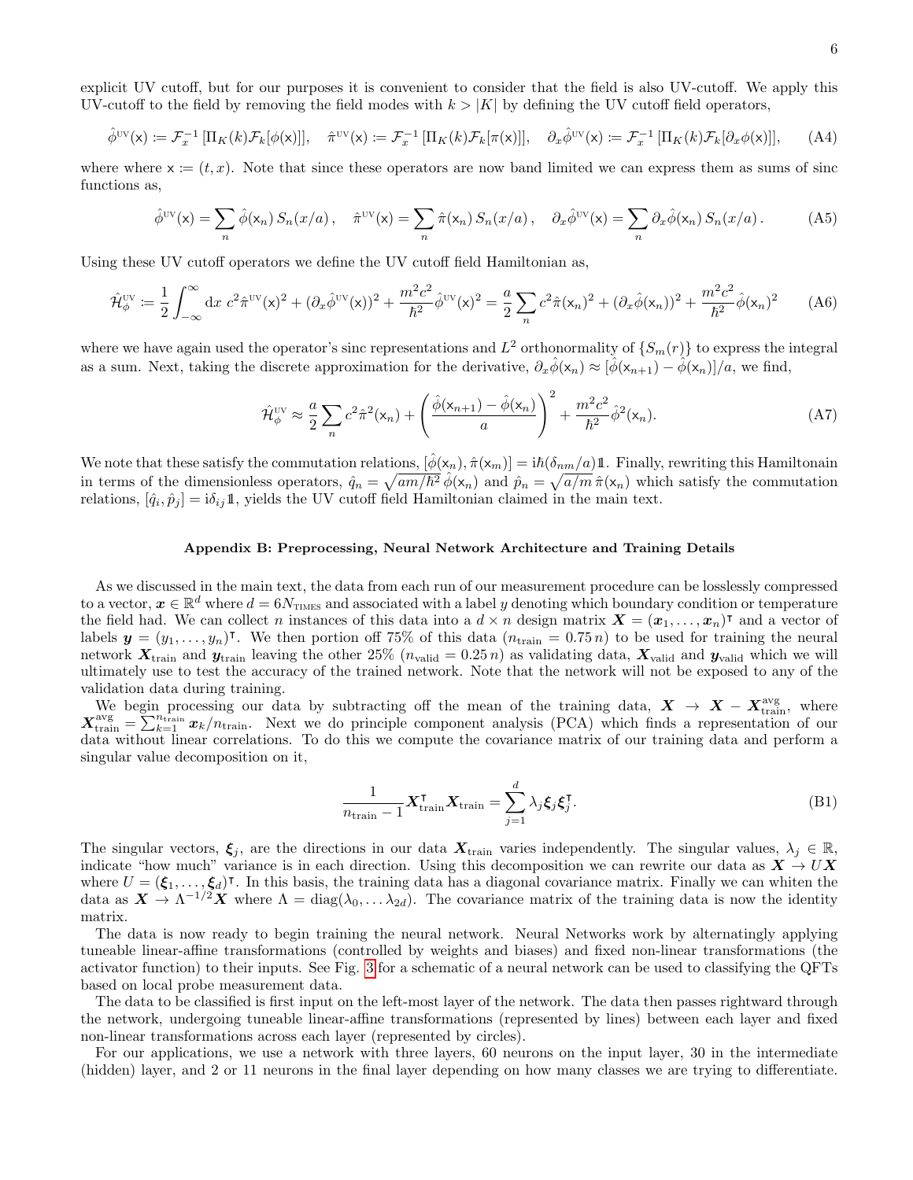explicit UV cutoff, but for our purposes it is convenient to consider that the field is also UV-cutoff. We apply this UV-cutoff to the field by removing the field modes with $k > |K|$ by defining the UV cutoff field operators,

$$\hat{\phi}^{\text{UV}}(\mathsf{x}) := \mathcal{F}_x^{-1}\left[\Pi_K(k)\mathcal{F}_k[\phi(\mathsf{x})]\right], \quad \hat{\pi}^{\text{UV}}(\mathsf{x}) := \mathcal{F}_x^{-1}\left[\Pi_K(k)\mathcal{F}_k[\pi(\mathsf{x})]\right], \quad \partial_x\hat{\phi}^{\text{UV}}(\mathsf{x}) := \mathcal{F}_x^{-1}\left[\Pi_K(k)\mathcal{F}_k[\partial_x\phi(\mathsf{x})]\right], \tag{A4}$$

where where $\mathsf{x} := (t, x)$. Note that since these operators are now band limited we can express them as sums of sinc functions as,

$$\hat{\phi}^{\text{UV}}(\mathsf{x}) = \sum_n \hat{\phi}(\mathsf{x}_n)\, S_n(x/a)\,, \quad \hat{\pi}^{\text{UV}}(\mathsf{x}) = \sum_n \hat{\pi}(\mathsf{x}_n)\, S_n(x/a)\,, \quad \partial_x\hat{\phi}^{\text{UV}}(\mathsf{x}) = \sum_n \partial_x\hat{\phi}(\mathsf{x}_n)\, S_n(x/a)\,. \tag{A5}$$

Using these UV cutoff operators we define the UV cutoff field Hamiltonian as,

$$\hat{\mathcal{H}}_\phi^{\text{UV}} := \frac{1}{2}\int_{-\infty}^{\infty} \mathrm{d}x\; c^2\hat{\pi}^{\text{UV}}(\mathsf{x})^2 + (\partial_x\hat{\phi}^{\text{UV}}(\mathsf{x}))^2 + \frac{m^2c^2}{\hbar^2}\hat{\phi}^{\text{UV}}(\mathsf{x})^2 = \frac{a}{2}\sum_n c^2\hat{\pi}(\mathsf{x}_n)^2 + (\partial_x\hat{\phi}(\mathsf{x}_n))^2 + \frac{m^2c^2}{\hbar^2}\hat{\phi}(\mathsf{x}_n)^2 \tag{A6}$$

where we have again used the operator's sinc representations and $L^2$ orthonormality of $\{S_m(r)\}$ to express the integral as a sum. Next, taking the discrete approximation for the derivative, $\partial_x\hat{\phi}(\mathsf{x}_n) \approx [\hat{\phi}(\mathsf{x}_{n+1}) - \hat{\phi}(\mathsf{x}_n)]/a$, we find,

$$\hat{\mathcal{H}}_\phi^{\text{UV}} \approx \frac{a}{2}\sum_n c^2\hat{\pi}^2(\mathsf{x}_n) + \left(\frac{\hat{\phi}(\mathsf{x}_{n+1}) - \hat{\phi}(\mathsf{x}_n)}{a}\right)^2 + \frac{m^2c^2}{\hbar^2}\hat{\phi}^2(\mathsf{x}_n). \tag{A7}$$

We note that these satisfy the commutation relations, $[\hat{\phi}(\mathsf{x}_n), \hat{\pi}(\mathsf{x}_m)] = \mathrm{i}\hbar(\delta_{nm}/a)\mathbb{1}$. Finally, rewriting this Hamiltonain in terms of the dimensionless operators, $\hat{q}_n = \sqrt{am/\hbar^2}\,\hat{\phi}(\mathsf{x}_n)$ and $\hat{p}_n = \sqrt{a/m}\,\hat{\pi}(\mathsf{x}_n)$ which satisfy the commutation relations, $[\hat{q}_i, \hat{p}_j] = \mathrm{i}\delta_{ij}\mathbb{1}$, yields the UV cutoff field Hamiltonian claimed in the main text.

## Appendix B: Preprocessing, Neural Network Architecture and Training Details

As we discussed in the main text, the data from each run of our measurement procedure can be losslessly compressed to a vector, $\boldsymbol{x} \in \mathbb{R}^d$ where $d = 6N_{\text{TIMES}}$ and associated with a label $y$ denoting which boundary condition or temperature the field had. We can collect $n$ instances of this data into a $d \times n$ design matrix $\boldsymbol{X} = (\boldsymbol{x}_1, \ldots, \boldsymbol{x}_n)^\intercal$ and a vector of labels $\boldsymbol{y} = (y_1, \ldots, y_n)^\intercal$. We then portion off 75% of this data ($n_{\text{train}} = 0.75\,n$) to be used for training the neural network $\boldsymbol{X}_{\text{train}}$ and $\boldsymbol{y}_{\text{train}}$ leaving the other 25% ($n_{\text{valid}} = 0.25\,n$) as validating data, $\boldsymbol{X}_{\text{valid}}$ and $\boldsymbol{y}_{\text{valid}}$ which we will ultimately use to test the accuracy of the trained network. Note that the network will not be exposed to any of the validation data during training.

We begin processing our data by subtracting off the mean of the training data, $\boldsymbol{X} \to \boldsymbol{X} - \boldsymbol{X}_{\text{train}}^{\text{avg}}$, where $\boldsymbol{X}_{\text{train}}^{\text{avg}} = \sum_{k=1}^{n_{\text{train}}} \boldsymbol{x}_k/n_{\text{train}}$. Next we do principle component analysis (PCA) which finds a representation of our data without linear correlations. To do this we compute the covariance matrix of our training data and perform a singular value decomposition on it,

$$\frac{1}{n_{\text{train}} - 1}\boldsymbol{X}_{\text{train}}^\intercal \boldsymbol{X}_{\text{train}} = \sum_{j=1}^{d} \lambda_j \boldsymbol{\xi}_j \boldsymbol{\xi}_j^\intercal. \tag{B1}$$

The singular vectors, $\boldsymbol{\xi}_j$, are the directions in our data $\boldsymbol{X}_{\text{train}}$ varies independently. The singular values, $\lambda_j \in \mathbb{R}$, indicate "how much" variance is in each direction. Using this decomposition we can rewrite our data as $\boldsymbol{X} \to U\boldsymbol{X}$ where $U = (\boldsymbol{\xi}_1, \ldots, \boldsymbol{\xi}_d)^\intercal$. In this basis, the training data has a diagonal covariance matrix. Finally we can whiten the data as $\boldsymbol{X} \to \Lambda^{-1/2}\boldsymbol{X}$ where $\Lambda = \text{diag}(\lambda_0, \ldots \lambda_{2d})$. The covariance matrix of the training data is now the identity matrix.

The data is now ready to begin training the neural network. Neural Networks work by alternatingly applying tuneable linear-affine transformations (controlled by weights and biases) and fixed non-linear transformations (the activator function) to their inputs. See Fig. 3 for a schematic of a neural network can be used to classifying the QFTs based on local probe measurement data.

The data to be classified is first input on the left-most layer of the network. The data then passes rightward through the network, undergoing tuneable linear-affine transformations (represented by lines) between each layer and fixed non-linear transformations across each layer (represented by circles).

For our applications, we use a network with three layers, 60 neurons on the input layer, 30 in the intermediate (hidden) layer, and 2 or 11 neurons in the final layer depending on how many classes we are trying to differentiate.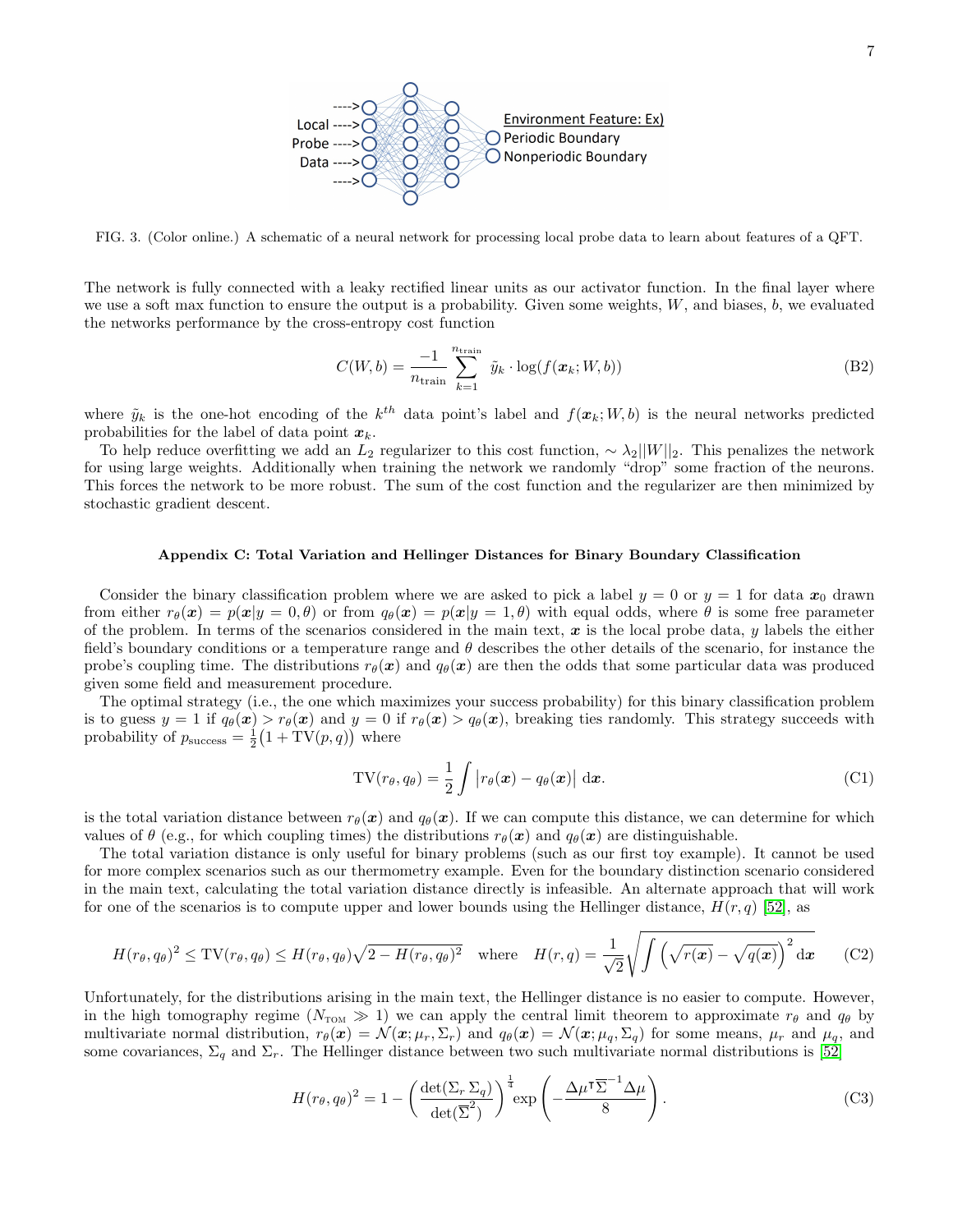FIG. 3. (Color online.) A schematic of a neural network for processing local probe data to learn about features of a QFT.

The network is fully connected with a leaky rectified linear units as our activator function. In the final layer where we use a soft max function to ensure the output is a probability. Given some weights, $W$, and biases, $b$, we evaluated the networks performance by the cross-entropy cost function

$$C(W,b) = \frac{-1}{n_{\text{train}}} \sum_{k=1}^{n_{\text{train}}} \tilde{y}_k \cdot \log(f(\boldsymbol{x}_k; W, b)) \tag{B2}$$

where $\tilde{y}_k$ is the one-hot encoding of the $k^{th}$ data point's label and $f(\boldsymbol{x}_k; W, b)$ is the neural networks predicted probabilities for the label of data point $\boldsymbol{x}_k$.

To help reduce overfitting we add an $L_2$ regularizer to this cost function, $\sim \lambda_2 ||W||_2$. This penalizes the network for using large weights. Additionally when training the network we randomly "drop" some fraction of the neurons. This forces the network to be more robust. The sum of the cost function and the regularizer are then minimized by stochastic gradient descent.

## Appendix C: Total Variation and Hellinger Distances for Binary Boundary Classification

Consider the binary classification problem where we are asked to pick a label $y = 0$ or $y = 1$ for data $\boldsymbol{x}_0$ drawn from either $r_\theta(\boldsymbol{x}) = p(\boldsymbol{x}|y = 0, \theta)$ or from $q_\theta(\boldsymbol{x}) = p(\boldsymbol{x}|y = 1, \theta)$ with equal odds, where $\theta$ is some free parameter of the problem. In terms of the scenarios considered in the main text, $\boldsymbol{x}$ is the local probe data, $y$ labels the either field's boundary conditions or a temperature range and $\theta$ describes the other details of the scenario, for instance the probe's coupling time. The distributions $r_\theta(\boldsymbol{x})$ and $q_\theta(\boldsymbol{x})$ are then the odds that some particular data was produced given some field and measurement procedure.

The optimal strategy (i.e., the one which maximizes your success probability) for this binary classification problem is to guess $y = 1$ if $q_\theta(\boldsymbol{x}) > r_\theta(\boldsymbol{x})$ and $y = 0$ if $r_\theta(\boldsymbol{x}) > q_\theta(\boldsymbol{x})$, breaking ties randomly. This strategy succeeds with probability of $p_{\text{success}} = \frac{1}{2}\big(1 + \text{TV}(p, q)\big)$ where

$$\text{TV}(r_\theta, q_\theta) = \frac{1}{2} \int \big| r_\theta(\boldsymbol{x}) - q_\theta(\boldsymbol{x}) \big| \, \mathrm{d}\boldsymbol{x}. \tag{C1}$$

is the total variation distance between $r_\theta(\boldsymbol{x})$ and $q_\theta(\boldsymbol{x})$. If we can compute this distance, we can determine for which values of $\theta$ (e.g., for which coupling times) the distributions $r_\theta(\boldsymbol{x})$ and $q_\theta(\boldsymbol{x})$ are distinguishable.

The total variation distance is only useful for binary problems (such as our first toy example). It cannot be used for more complex scenarios such as our thermometry example. Even for the boundary distinction scenario considered in the main text, calculating the total variation distance directly is infeasible. An alternate approach that will work for one of the scenarios is to compute upper and lower bounds using the Hellinger distance, $H(r, q)$ [52], as

$$H(r_\theta, q_\theta)^2 \leq \text{TV}(r_\theta, q_\theta) \leq H(r_\theta, q_\theta)\sqrt{2 - H(r_\theta, q_\theta)^2} \quad \text{where} \quad H(r, q) = \frac{1}{\sqrt{2}} \sqrt{\int \Big(\sqrt{r(\boldsymbol{x})} - \sqrt{q(\boldsymbol{x})}\Big)^2 \mathrm{d}\boldsymbol{x}} \tag{C2}$$

Unfortunately, for the distributions arising in the main text, the Hellinger distance is no easier to compute. However, in the high tomography regime ($N_{\text{TOM}} \gg 1$) we can apply the central limit theorem to approximate $r_\theta$ and $q_\theta$ by multivariate normal distribution, $r_\theta(\boldsymbol{x}) = \mathcal{N}(\boldsymbol{x}; \mu_r, \Sigma_r)$ and $q_\theta(\boldsymbol{x}) = \mathcal{N}(\boldsymbol{x}; \mu_q, \Sigma_q)$ for some means, $\mu_r$ and $\mu_q$, and some covariances, $\Sigma_q$ and $\Sigma_r$. The Hellinger distance between two such multivariate normal distributions is [52]

$$H(r_\theta, q_\theta)^2 = 1 - \left(\frac{\det(\Sigma_r\, \Sigma_q)}{\det(\overline{\Sigma}^2)}\right)^{\frac{1}{4}} \exp\left(-\frac{\Delta\mu^\intercal\, \overline{\Sigma}^{-1} \Delta\mu}{8}\right). \tag{C3}$$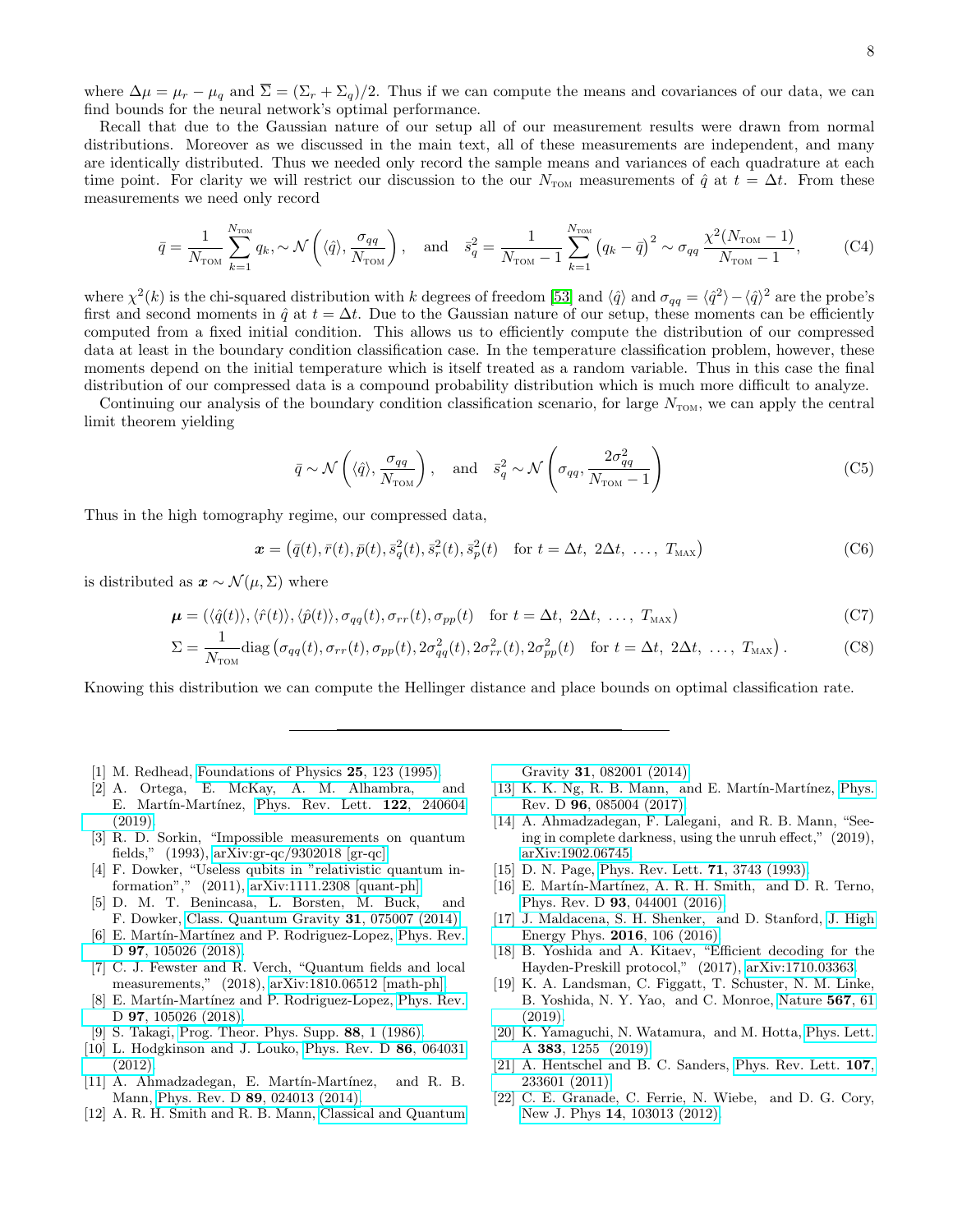where $\Delta\mu = \mu_r - \mu_q$ and $\overline{\Sigma} = (\Sigma_r + \Sigma_q)/2$. Thus if we can compute the means and covariances of our data, we can find bounds for the neural network's optimal performance.

Recall that due to the Gaussian nature of our setup all of our measurement results were drawn from normal distributions. Moreover as we discussed in the main text, all of these measurements are independent, and many are identically distributed. Thus we needed only record the sample means and variances of each quadrature at each time point. For clarity we will restrict our discussion to the our $N_{\text{TOM}}$ measurements of $\hat{q}$ at $t = \Delta t$. From these measurements we need only record

$$\bar{q} = \frac{1}{N_{\text{TOM}}} \sum_{k=1}^{N_{\text{TOM}}} q_k, \sim \mathcal{N}\left(\langle\hat{q}\rangle, \frac{\sigma_{qq}}{N_{\text{TOM}}}\right), \quad \text{and} \quad \bar{s}_q^2 = \frac{1}{N_{\text{TOM}}-1} \sum_{k=1}^{N_{\text{TOM}}} \left(q_k - \bar{q}\right)^2 \sim \sigma_{qq} \, \frac{\chi^2(N_{\text{TOM}}-1)}{N_{\text{TOM}}-1}, \tag{C4}$$

where $\chi^2(k)$ is the chi-squared distribution with $k$ degrees of freedom [53] and $\langle\hat{q}\rangle$ and $\sigma_{qq} = \langle\hat{q}^2\rangle - \langle\hat{q}\rangle^2$ are the probe's first and second moments in $\hat{q}$ at $t = \Delta t$. Due to the Gaussian nature of our setup, these moments can be efficiently computed from a fixed initial condition. This allows us to efficiently compute the distribution of our compressed data at least in the boundary condition classification case. In the temperature classification problem, however, these moments depend on the initial temperature which is itself treated as a random variable. Thus in this case the final distribution of our compressed data is a compound probability distribution which is much more difficult to analyze.

Continuing our analysis of the boundary condition classification scenario, for large $N_{\text{TOM}}$, we can apply the central limit theorem yielding

$$\bar{q} \sim \mathcal{N}\left(\langle\hat{q}\rangle, \frac{\sigma_{qq}}{N_{\text{TOM}}}\right), \quad \text{and} \quad \bar{s}_q^2 \sim \mathcal{N}\left(\sigma_{qq}, \frac{2\sigma_{qq}^2}{N_{\text{TOM}}-1}\right) \tag{C5}$$

Thus in the high tomography regime, our compressed data,

$$\boldsymbol{x} = \left(\bar{q}(t), \bar{r}(t), \bar{p}(t), \bar{s}_q^2(t), \bar{s}_r^2(t), \bar{s}_p^2(t) \quad \text{for } t = \Delta t,\ 2\Delta t,\ \ldots,\ T_{\text{MAX}}\right) \tag{C6}$$

is distributed as $\boldsymbol{x} \sim \mathcal{N}(\mu, \Sigma)$ where

$$\boldsymbol{\mu} = \left(\langle\hat{q}(t)\rangle, \langle\hat{r}(t)\rangle, \langle\hat{p}(t)\rangle, \sigma_{qq}(t), \sigma_{rr}(t), \sigma_{pp}(t) \quad \text{for } t = \Delta t,\ 2\Delta t,\ \ldots,\ T_{\text{MAX}}\right) \tag{C7}$$

$$\Sigma = \frac{1}{N_{\text{TOM}}} \text{diag}\left(\sigma_{qq}(t), \sigma_{rr}(t), \sigma_{pp}(t), 2\sigma_{qq}^2(t), 2\sigma_{rr}^2(t), 2\sigma_{pp}^2(t) \quad \text{for } t = \Delta t,\ 2\Delta t,\ \ldots,\ T_{\text{MAX}}\right). \tag{C8}$$

Knowing this distribution we can compute the Hellinger distance and place bounds on optimal classification rate.

---

[1] M. Redhead, Foundations of Physics **25**, 123 (1995).
[2] A. Ortega, E. McKay, A. M. Alhambra, and E. Martín-Martínez, Phys. Rev. Lett. **122**, 240604 (2019).
[3] R. D. Sorkin, "Impossible measurements on quantum fields," (1993), arXiv:gr-qc/9302018 [gr-qc].
[4] F. Dowker, "Useless qubits in "relativistic quantum information"," (2011), arXiv:1111.2308 [quant-ph].
[5] D. M. T. Benincasa, L. Borsten, M. Buck, and F. Dowker, Class. Quantum Gravity **31**, 075007 (2014).
[6] E. Martín-Martínez and P. Rodriguez-Lopez, Phys. Rev. D **97**, 105026 (2018).
[7] C. J. Fewster and R. Verch, "Quantum fields and local measurements," (2018), arXiv:1810.06512 [math-ph].
[8] E. Martín-Martínez and P. Rodriguez-Lopez, Phys. Rev. D **97**, 105026 (2018).
[9] S. Takagi, Prog. Theor. Phys. Supp. **88**, 1 (1986).
[10] L. Hodgkinson and J. Louko, Phys. Rev. D **86**, 064031 (2012).
[11] A. Ahmadzadegan, E. Martín-Martínez, and R. B. Mann, Phys. Rev. D **89**, 024013 (2014).
[12] A. R. H. Smith and R. B. Mann, Classical and Quantum Gravity **31**, 082001 (2014).
[13] K. K. Ng, R. B. Mann, and E. Martín-Martínez, Phys. Rev. D **96**, 085004 (2017).
[14] A. Ahmadzadegan, F. Lalegani, and R. B. Mann, "Seeing in complete darkness, using the unruh effect," (2019), arXiv:1902.06745.
[15] D. N. Page, Phys. Rev. Lett. **71**, 3743 (1993).
[16] E. Martín-Martínez, A. R. H. Smith, and D. R. Terno, Phys. Rev. D **93**, 044001 (2016).
[17] J. Maldacena, S. H. Shenker, and D. Stanford, J. High Energy Phys. **2016**, 106 (2016).
[18] B. Yoshida and A. Kitaev, "Efficient decoding for the Hayden-Preskill protocol," (2017), arXiv:1710.03363.
[19] K. A. Landsman, C. Figgatt, T. Schuster, N. M. Linke, B. Yoshida, N. Y. Yao, and C. Monroe, Nature **567**, 61 (2019).
[20] K. Yamaguchi, N. Watamura, and M. Hotta, Phys. Lett. A **383**, 1255 (2019).
[21] A. Hentschel and B. C. Sanders, Phys. Rev. Lett. **107**, 233601 (2011).
[22] C. E. Granade, C. Ferrie, N. Wiebe, and D. G. Cory, New J. Phys **14**, 103013 (2012).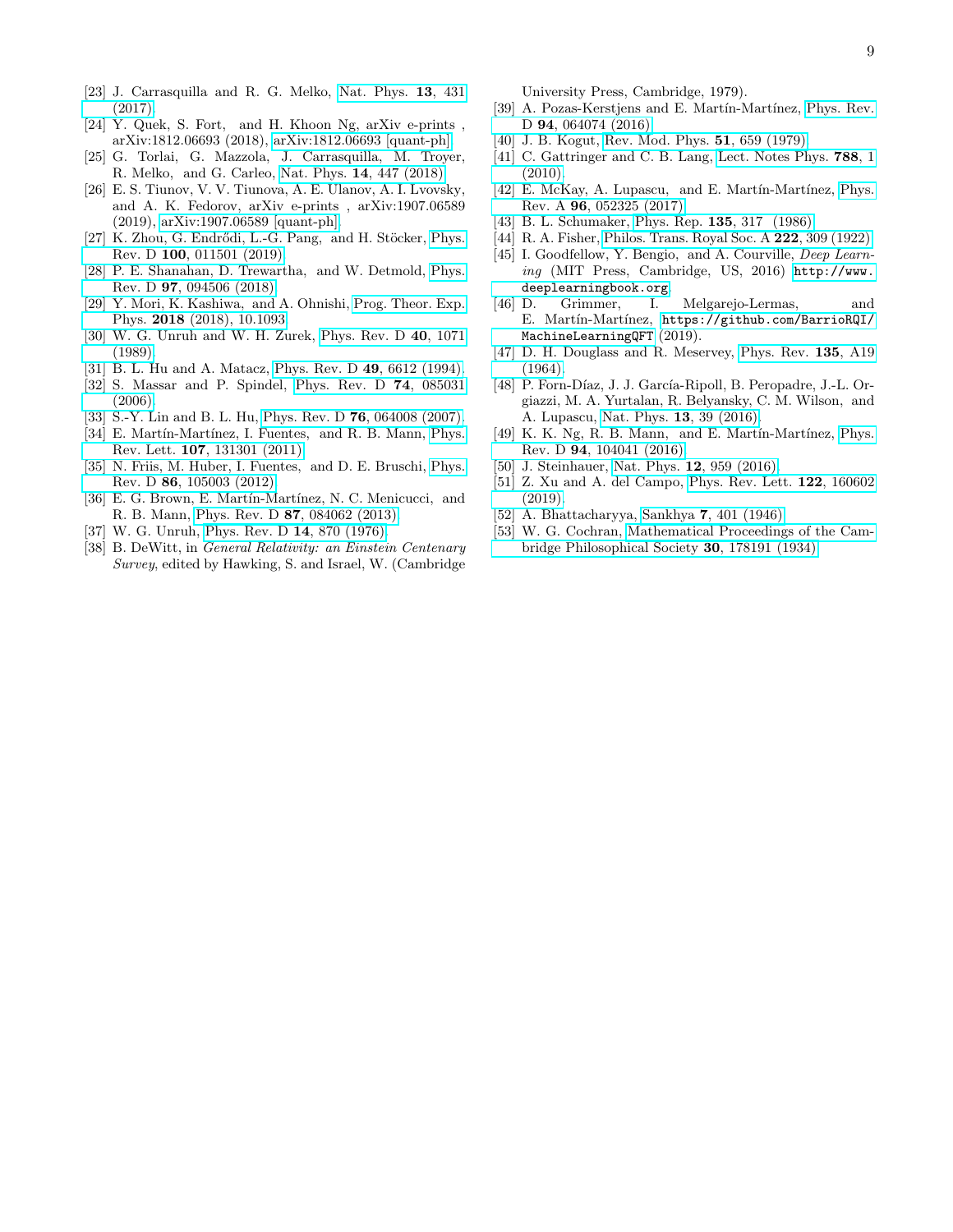[23] J. Carrasquilla and R. G. Melko, Nat. Phys. **13**, 431 (2017).

[24] Y. Quek, S. Fort, and H. Khoon Ng, arXiv e-prints , arXiv:1812.06693 (2018), arXiv:1812.06693 [quant-ph].

[25] G. Torlai, G. Mazzola, J. Carrasquilla, M. Troyer, R. Melko, and G. Carleo, Nat. Phys. **14**, 447 (2018).

[26] E. S. Tiunov, V. V. Tiunova, A. E. Ulanov, A. I. Lvovsky, and A. K. Fedorov, arXiv e-prints , arXiv:1907.06589 (2019), arXiv:1907.06589 [quant-ph].

[27] K. Zhou, G. Endrődi, L.-G. Pang, and H. Stöcker, Phys. Rev. D **100**, 011501 (2019).

[28] P. E. Shanahan, D. Trewartha, and W. Detmold, Phys. Rev. D **97**, 094506 (2018).

[29] Y. Mori, K. Kashiwa, and A. Ohnishi, Prog. Theor. Exp. Phys. **2018** (2018), 10.1093.

[30] W. G. Unruh and W. H. Zurek, Phys. Rev. D **40**, 1071 (1989).

[31] B. L. Hu and A. Matacz, Phys. Rev. D **49**, 6612 (1994).

[32] S. Massar and P. Spindel, Phys. Rev. D **74**, 085031 (2006).

[33] S.-Y. Lin and B. L. Hu, Phys. Rev. D **76**, 064008 (2007).

[34] E. Martín-Martínez, I. Fuentes, and R. B. Mann, Phys. Rev. Lett. **107**, 131301 (2011).

[35] N. Friis, M. Huber, I. Fuentes, and D. E. Bruschi, Phys. Rev. D **86**, 105003 (2012).

[36] E. G. Brown, E. Martín-Martínez, N. C. Menicucci, and R. B. Mann, Phys. Rev. D **87**, 084062 (2013).

[37] W. G. Unruh, Phys. Rev. D **14**, 870 (1976).

[38] B. DeWitt, in *General Relativity: an Einstein Centenary Survey*, edited by Hawking, S. and Israel, W. (Cambridge University Press, Cambridge, 1979).

[39] A. Pozas-Kerstjens and E. Martín-Martínez, Phys. Rev. D **94**, 064074 (2016).

[40] J. B. Kogut, Rev. Mod. Phys. **51**, 659 (1979).

[41] C. Gattringer and C. B. Lang, Lect. Notes Phys. **788**, 1 (2010).

[42] E. McKay, A. Lupascu, and E. Martín-Martínez, Phys. Rev. A **96**, 052325 (2017).

[43] B. L. Schumaker, Phys. Rep. **135**, 317 (1986).

[44] R. A. Fisher, Philos. Trans. Royal Soc. A **222**, 309 (1922).

[45] I. Goodfellow, Y. Bengio, and A. Courville, *Deep Learning* (MIT Press, Cambridge, US, 2016) `http://www.deeplearningbook.org`.

[46] D. Grimmer, I. Melgarejo-Lermas, and E. Martín-Martínez, `https://github.com/BarrioRQI/MachineLearningQFT` (2019).

[47] D. H. Douglass and R. Meservey, Phys. Rev. **135**, A19 (1964).

[48] P. Forn-Díaz, J. J. García-Ripoll, B. Peropadre, J.-L. Orgiazzi, M. A. Yurtalan, R. Belyansky, C. M. Wilson, and A. Lupascu, Nat. Phys. **13**, 39 (2016).

[49] K. K. Ng, R. B. Mann, and E. Martín-Martínez, Phys. Rev. D **94**, 104041 (2016).

[50] J. Steinhauer, Nat. Phys. **12**, 959 (2016).

[51] Z. Xu and A. del Campo, Phys. Rev. Lett. **122**, 160602 (2019).

[52] A. Bhattacharyya, Sankhya **7**, 401 (1946).

[53] W. G. Cochran, Mathematical Proceedings of the Cambridge Philosophical Society **30**, 178191 (1934).